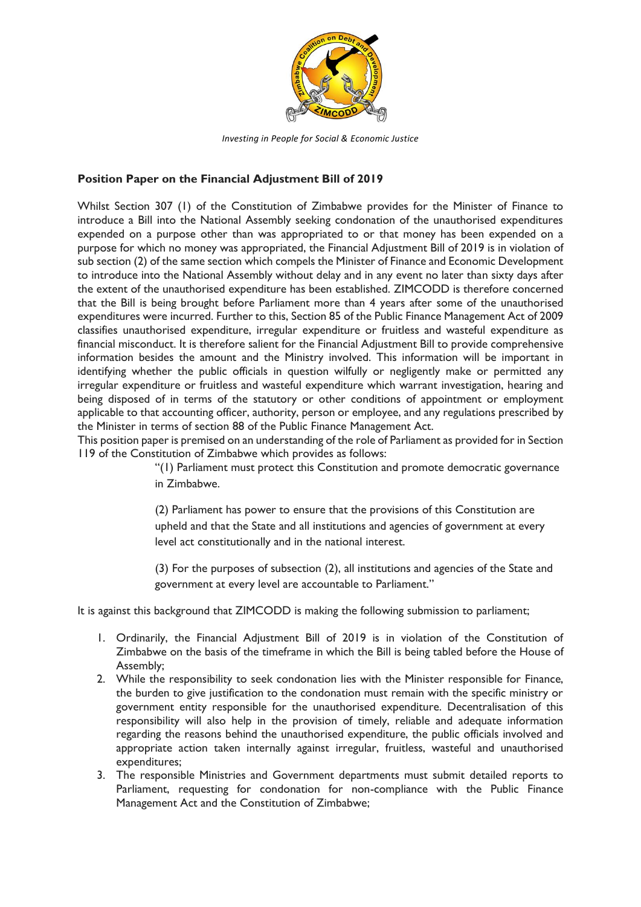*Investing in People for Social & Economic Justice*

## Position Paper on the Financial Adjustment Bill of 2019

Whilst Section 307 (1) of the Constitution of Zimbabwe provides for the Minister of Finance to introduce a Bill into the National Assembly seeking condonation of the unauthorised expenditures expended on a purpose other than was appropriated to or that money has been expended on a purpose for which no money was appropriated, the Financial Adjustment Bill of 2019 is in violation of sub section (2) of the same section which compels the Minister of Finance and Economic Development to introduce into the National Assembly without delay and in any event no later than sixty days after the extent of the unauthorised expenditure has been established. ZIMCODD is therefore concerned that the Bill is being brought before Parliament more than 4 years after some of the unauthorised expenditures were incurred. Further to this, Section 85 of the Public Finance Management Act of 2009 classifies unauthorised expenditure, irregular expenditure or fruitless and wasteful expenditure as financial misconduct. It is therefore salient for the Financial Adjustment Bill to provide comprehensive information besides the amount and the Ministry involved. This information will be important in identifying whether the public officials in question wilfully or negligently make or permitted any irregular expenditure or fruitless and wasteful expenditure which warrant investigation, hearing and being disposed of in terms of the statutory or other conditions of appointment or employment applicable to that accounting officer, authority, person or employee, and any regulations prescribed by the Minister in terms of section 88 of the Public Finance Management Act.

This position paper is premised on an understanding of the role of Parliament as provided for in Section 119 of the Constitution of Zimbabwe which provides as follows:

> "(1) Parliament must protect this Constitution and promote democratic governance in Zimbabwe.
>
> (2) Parliament has power to ensure that the provisions of this Constitution are upheld and that the State and all institutions and agencies of government at every level act constitutionally and in the national interest.
>
> (3) For the purposes of subsection (2), all institutions and agencies of the State and government at every level are accountable to Parliament."

It is against this background that ZIMCODD is making the following submission to parliament;

1. Ordinarily, the Financial Adjustment Bill of 2019 is in violation of the Constitution of Zimbabwe on the basis of the timeframe in which the Bill is being tabled before the House of Assembly;
2. While the responsibility to seek condonation lies with the Minister responsible for Finance, the burden to give justification to the condonation must remain with the specific ministry or government entity responsible for the unauthorised expenditure. Decentralisation of this responsibility will also help in the provision of timely, reliable and adequate information regarding the reasons behind the unauthorised expenditure, the public officials involved and appropriate action taken internally against irregular, fruitless, wasteful and unauthorised expenditures;
3. The responsible Ministries and Government departments must submit detailed reports to Parliament, requesting for condonation for non-compliance with the Public Finance Management Act and the Constitution of Zimbabwe;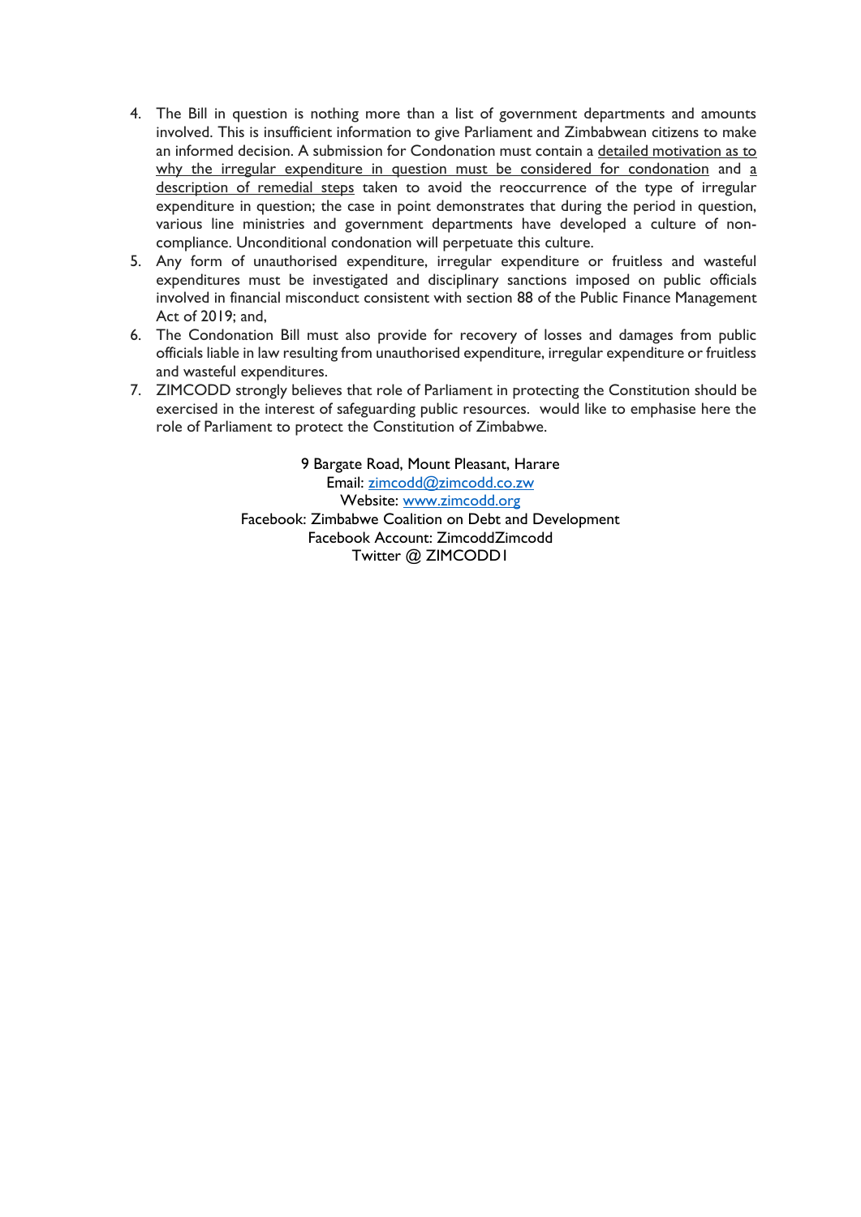4. The Bill in question is nothing more than a list of government departments and amounts involved. This is insufficient information to give Parliament and Zimbabwean citizens to make an informed decision. A submission for Condonation must contain a <u>detailed motivation as to why the irregular expenditure in question must be considered for condonation</u> and <u>a description of remedial steps</u> taken to avoid the reoccurrence of the type of irregular expenditure in question; the case in point demonstrates that during the period in question, various line ministries and government departments have developed a culture of non-compliance. Unconditional condonation will perpetuate this culture.
5. Any form of unauthorised expenditure, irregular expenditure or fruitless and wasteful expenditures must be investigated and disciplinary sanctions imposed on public officials involved in financial misconduct consistent with section 88 of the Public Finance Management Act of 2019; and,
6. The Condonation Bill must also provide for recovery of losses and damages from public officials liable in law resulting from unauthorised expenditure, irregular expenditure or fruitless and wasteful expenditures.
7. ZIMCODD strongly believes that role of Parliament in protecting the Constitution should be exercised in the interest of safeguarding public resources.  would like to emphasise here the role of Parliament to protect the Constitution of Zimbabwe.

9 Bargate Road, Mount Pleasant, Harare
Email: zimcodd@zimcodd.co.zw
Website: www.zimcodd.org
Facebook: Zimbabwe Coalition on Debt and Development
Facebook Account: ZimcoddZimcodd
Twitter @ ZIMCODD1